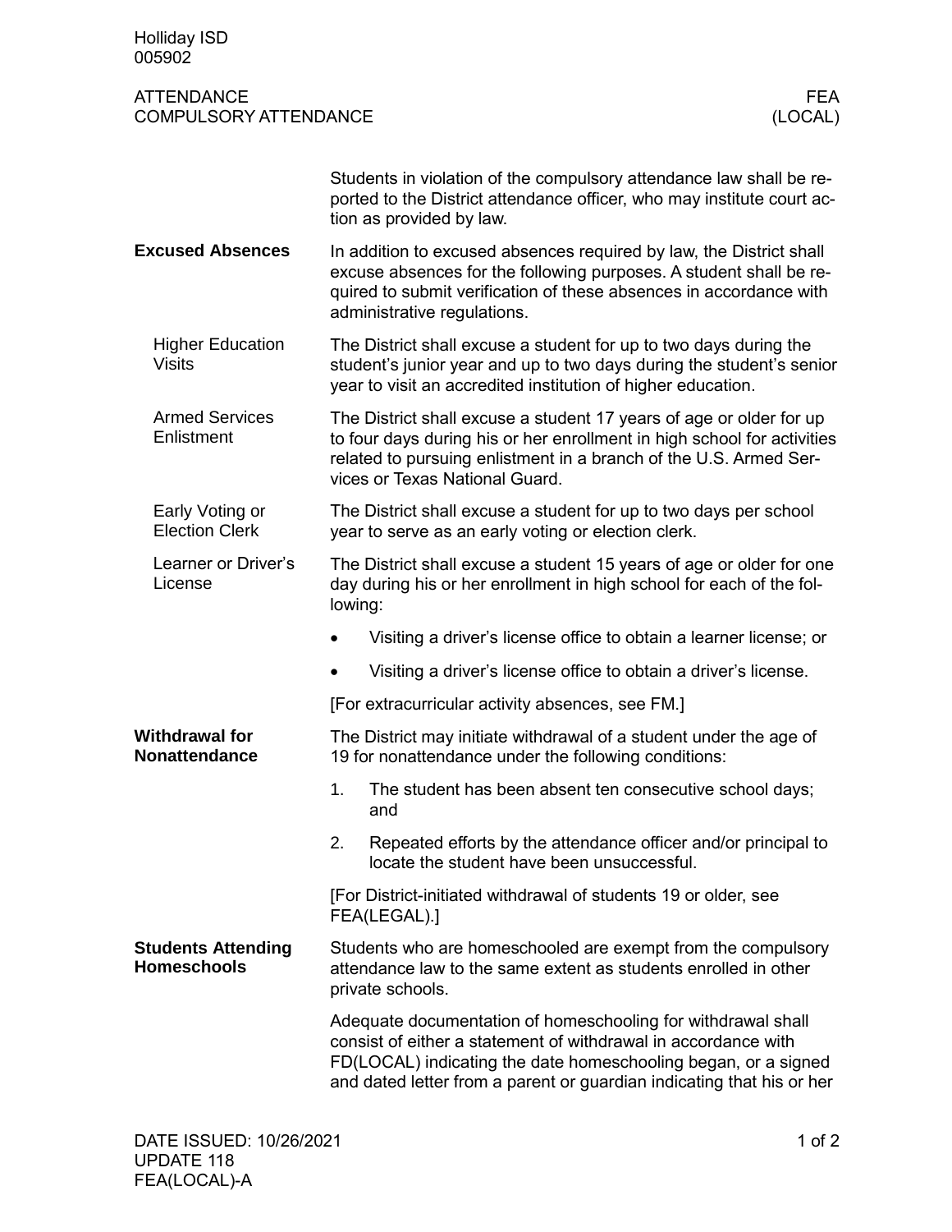Holliday ISD
005902

# ATTENDANCE
## COMPULSORY ATTENDANCE

FEA (LOCAL)

Students in violation of the compulsory attendance law shall be reported to the District attendance officer, who may institute court action as provided by law.

### Excused Absences

In addition to excused absences required by law, the District shall excuse absences for the following purposes. A student shall be required to submit verification of these absences in accordance with administrative regulations.

#### Higher Education Visits

The District shall excuse a student for up to two days during the student's junior year and up to two days during the student's senior year to visit an accredited institution of higher education.

#### Armed Services Enlistment

The District shall excuse a student 17 years of age or older for up to four days during his or her enrollment in high school for activities related to pursuing enlistment in a branch of the U.S. Armed Services or Texas National Guard.

#### Early Voting or Election Clerk

The District shall excuse a student for up to two days per school year to serve as an early voting or election clerk.

#### Learner or Driver's License

The District shall excuse a student 15 years of age or older for one day during his or her enrollment in high school for each of the following:

- Visiting a driver's license office to obtain a learner license; or
- Visiting a driver's license office to obtain a driver's license.

[For extracurricular activity absences, see FM.]

### Withdrawal for Nonattendance

The District may initiate withdrawal of a student under the age of 19 for nonattendance under the following conditions:

1. The student has been absent ten consecutive school days; and
2. Repeated efforts by the attendance officer and/or principal to locate the student have been unsuccessful.

[For District-initiated withdrawal of students 19 or older, see FEA(LEGAL).]

### Students Attending Homeschools

Students who are homeschooled are exempt from the compulsory attendance law to the same extent as students enrolled in other private schools.

Adequate documentation of homeschooling for withdrawal shall consist of either a statement of withdrawal in accordance with FD(LOCAL) indicating the date homeschooling began, or a signed and dated letter from a parent or guardian indicating that his or her

DATE ISSUED: 10/26/2021
UPDATE 118
FEA(LOCAL)-A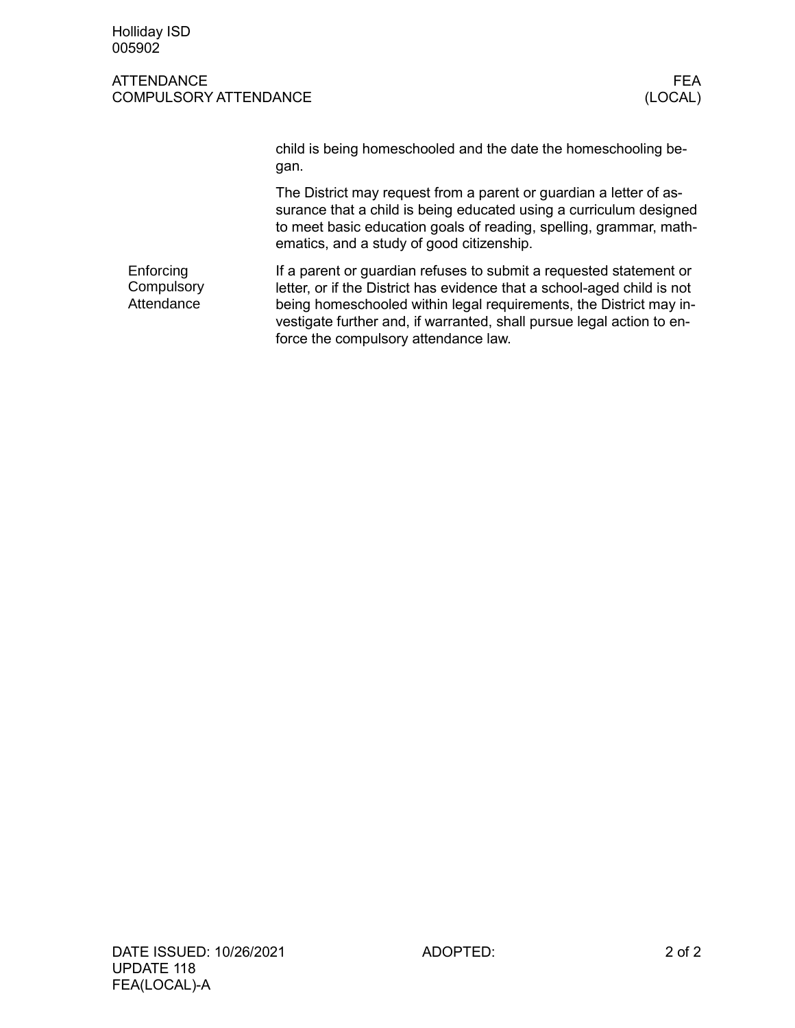child is being homeschooled and the date the homeschooling began.

The District may request from a parent or guardian a letter of assurance that a child is being educated using a curriculum designed to meet basic education goals of reading, spelling, grammar, mathematics, and a study of good citizenship.

**Enforcing Compulsory Attendance**

If a parent or guardian refuses to submit a requested statement or letter, or if the District has evidence that a school-aged child is not being homeschooled within legal requirements, the District may investigate further and, if warranted, shall pursue legal action to enforce the compulsory attendance law.